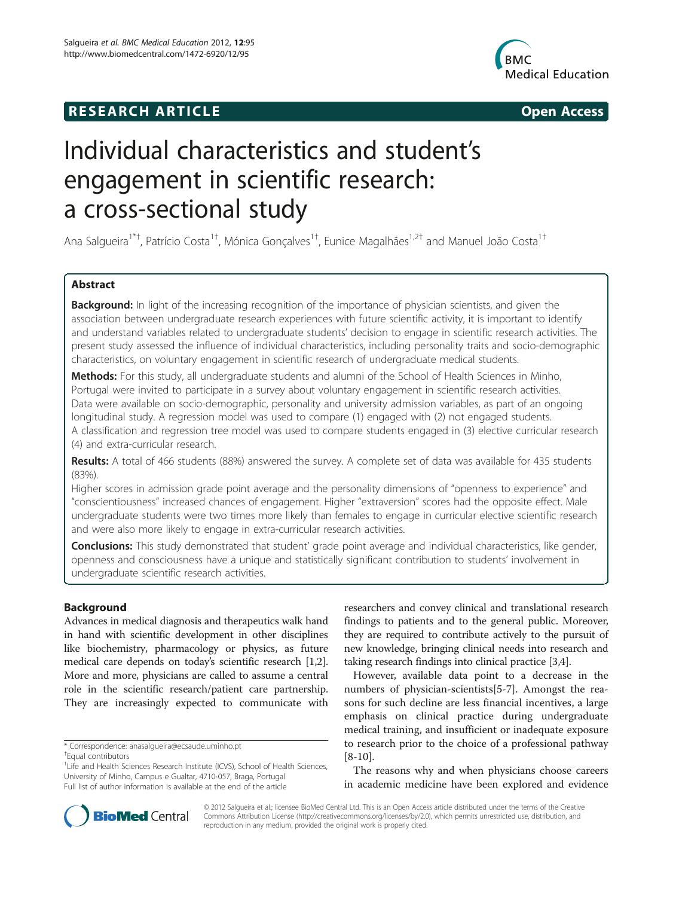**RESEARCH ARTICLE** **Open Access**

# Individual characteristics and student's engagement in scientific research: a cross-sectional study

Ana Salgueira[1*†], Patrício Costa[1†], Mónica Gonçalves[1†], Eunice Magalhães[1,2†] and Manuel João Costa[1†]

## Abstract

**Background:** In light of the increasing recognition of the importance of physician scientists, and given the association between undergraduate research experiences with future scientific activity, it is important to identify and understand variables related to undergraduate students' decision to engage in scientific research activities. The present study assessed the influence of individual characteristics, including personality traits and socio-demographic characteristics, on voluntary engagement in scientific research of undergraduate medical students.

**Methods:** For this study, all undergraduate students and alumni of the School of Health Sciences in Minho, Portugal were invited to participate in a survey about voluntary engagement in scientific research activities. Data were available on socio-demographic, personality and university admission variables, as part of an ongoing longitudinal study. A regression model was used to compare (1) engaged with (2) not engaged students. A classification and regression tree model was used to compare students engaged in (3) elective curricular research (4) and extra-curricular research.

**Results:** A total of 466 students (88%) answered the survey. A complete set of data was available for 435 students (83%).

Higher scores in admission grade point average and the personality dimensions of "openness to experience" and "conscientiousness" increased chances of engagement. Higher "extraversion" scores had the opposite effect. Male undergraduate students were two times more likely than females to engage in curricular elective scientific research and were also more likely to engage in extra-curricular research activities.

**Conclusions:** This study demonstrated that student' grade point average and individual characteristics, like gender, openness and consciousness have a unique and statistically significant contribution to students' involvement in undergraduate scientific research activities.

## Background

Advances in medical diagnosis and therapeutics walk hand in hand with scientific development in other disciplines like biochemistry, pharmacology or physics, as future medical care depends on today's scientific research [1,2]. More and more, physicians are called to assume a central role in the scientific research/patient care partnership. They are increasingly expected to communicate with researchers and convey clinical and translational research findings to patients and to the general public. Moreover, they are required to contribute actively to the pursuit of new knowledge, bringing clinical needs into research and taking research findings into clinical practice [3,4].

However, available data point to a decrease in the numbers of physician-scientists[5-7]. Amongst the reasons for such decline are less financial incentives, a large emphasis on clinical practice during undergraduate medical training, and insufficient or inadequate exposure to research prior to the choice of a professional pathway [8-10].

The reasons why and when physicians choose careers in academic medicine have been explored and evidence

\* Correspondence: anasalgueira@ecsaude.uminho.pt
†Equal contributors
[1]Life and Health Sciences Research Institute (ICVS), School of Health Sciences, University of Minho, Campus e Gualtar, 4710-057, Braga, Portugal
Full list of author information is available at the end of the article

© 2012 Salgueira et al.; licensee BioMed Central Ltd. This is an Open Access article distributed under the terms of the Creative Commons Attribution License (http://creativecommons.org/licenses/by/2.0), which permits unrestricted use, distribution, and reproduction in any medium, provided the original work is properly cited.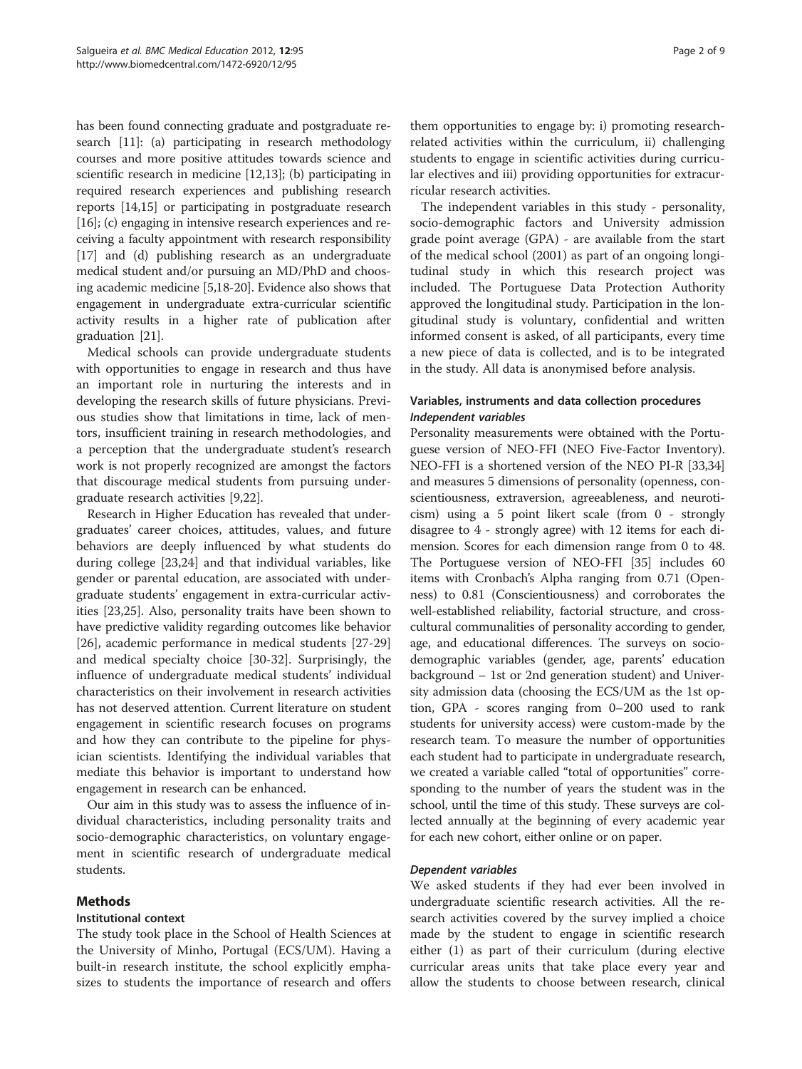has been found connecting graduate and postgraduate research [11]: (a) participating in research methodology courses and more positive attitudes towards science and scientific research in medicine [12,13]; (b) participating in required research experiences and publishing research reports [14,15] or participating in postgraduate research [16]; (c) engaging in intensive research experiences and receiving a faculty appointment with research responsibility [17] and (d) publishing research as an undergraduate medical student and/or pursuing an MD/PhD and choosing academic medicine [5,18-20]. Evidence also shows that engagement in undergraduate extra-curricular scientific activity results in a higher rate of publication after graduation [21].

Medical schools can provide undergraduate students with opportunities to engage in research and thus have an important role in nurturing the interests and in developing the research skills of future physicians. Previous studies show that limitations in time, lack of mentors, insufficient training in research methodologies, and a perception that the undergraduate student's research work is not properly recognized are amongst the factors that discourage medical students from pursuing undergraduate research activities [9,22].

Research in Higher Education has revealed that undergraduates' career choices, attitudes, values, and future behaviors are deeply influenced by what students do during college [23,24] and that individual variables, like gender or parental education, are associated with undergraduate students' engagement in extra-curricular activities [23,25]. Also, personality traits have been shown to have predictive validity regarding outcomes like behavior [26], academic performance in medical students [27-29] and medical specialty choice [30-32]. Surprisingly, the influence of undergraduate medical students' individual characteristics on their involvement in research activities has not deserved attention. Current literature on student engagement in scientific research focuses on programs and how they can contribute to the pipeline for physician scientists. Identifying the individual variables that mediate this behavior is important to understand how engagement in research can be enhanced.

Our aim in this study was to assess the influence of individual characteristics, including personality traits and socio-demographic characteristics, on voluntary engagement in scientific research of undergraduate medical students.

## Methods

### Institutional context

The study took place in the School of Health Sciences at the University of Minho, Portugal (ECS/UM). Having a built-in research institute, the school explicitly emphasizes to students the importance of research and offers them opportunities to engage by: i) promoting research-related activities within the curriculum, ii) challenging students to engage in scientific activities during curricular electives and iii) providing opportunities for extracurricular research activities.

The independent variables in this study - personality, socio-demographic factors and University admission grade point average (GPA) - are available from the start of the medical school (2001) as part of an ongoing longitudinal study in which this research project was included. The Portuguese Data Protection Authority approved the longitudinal study. Participation in the longitudinal study is voluntary, confidential and written informed consent is asked, of all participants, every time a new piece of data is collected, and is to be integrated in the study. All data is anonymised before analysis.

### Variables, instruments and data collection procedures

#### *Independent variables*

Personality measurements were obtained with the Portuguese version of NEO-FFI (NEO Five-Factor Inventory). NEO-FFI is a shortened version of the NEO PI-R [33,34] and measures 5 dimensions of personality (openness, conscientiousness, extraversion, agreeableness, and neuroticism) using a 5 point likert scale (from 0 - strongly disagree to 4 - strongly agree) with 12 items for each dimension. Scores for each dimension range from 0 to 48. The Portuguese version of NEO-FFI [35] includes 60 items with Cronbach's Alpha ranging from 0.71 (Openness) to 0.81 (Conscientiousness) and corroborates the well-established reliability, factorial structure, and cross-cultural communalities of personality according to gender, age, and educational differences. The surveys on socio-demographic variables (gender, age, parents' education background – 1st or 2nd generation student) and University admission data (choosing the ECS/UM as the 1st option, GPA - scores ranging from 0–200 used to rank students for university access) were custom-made by the research team. To measure the number of opportunities each student had to participate in undergraduate research, we created a variable called "total of opportunities" corresponding to the number of years the student was in the school, until the time of this study. These surveys are collected annually at the beginning of every academic year for each new cohort, either online or on paper.

#### *Dependent variables*

We asked students if they had ever been involved in undergraduate scientific research activities. All the research activities covered by the survey implied a choice made by the student to engage in scientific research either (1) as part of their curriculum (during elective curricular areas units that take place every year and allow the students to choose between research, clinical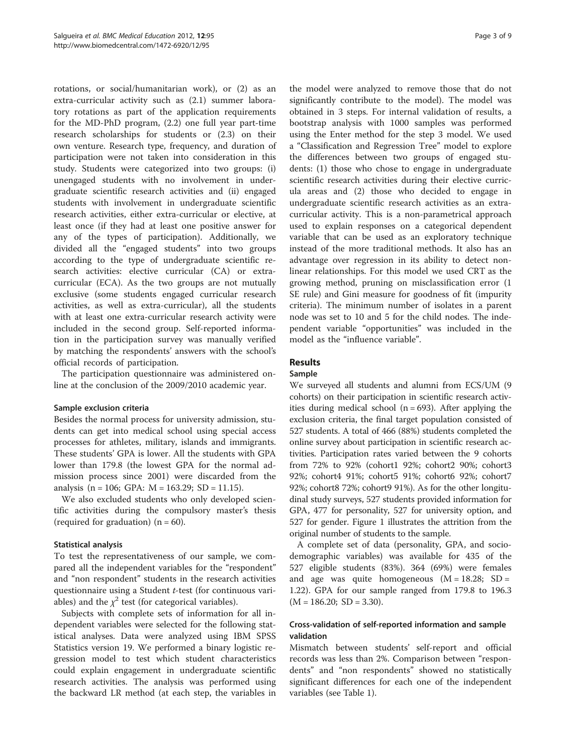rotations, or social/humanitarian work), or (2) as an extra-curricular activity such as (2.1) summer laboratory rotations as part of the application requirements for the MD-PhD program, (2.2) one full year part-time research scholarships for students or (2.3) on their own venture. Research type, frequency, and duration of participation were not taken into consideration in this study. Students were categorized into two groups: (i) unengaged students with no involvement in undergraduate scientific research activities and (ii) engaged students with involvement in undergraduate scientific research activities, either extra-curricular or elective, at least once (if they had at least one positive answer for any of the types of participation). Additionally, we divided all the "engaged students" into two groups according to the type of undergraduate scientific research activities: elective curricular (CA) or extra-curricular (ECA). As the two groups are not mutually exclusive (some students engaged curricular research activities, as well as extra-curricular), all the students with at least one extra-curricular research activity were included in the second group. Self-reported information in the participation survey was manually verified by matching the respondents' answers with the school's official records of participation.

The participation questionnaire was administered online at the conclusion of the 2009/2010 academic year.

### Sample exclusion criteria

Besides the normal process for university admission, students can get into medical school using special access processes for athletes, military, islands and immigrants. These students' GPA is lower. All the students with GPA lower than 179.8 (the lowest GPA for the normal admission process since 2001) were discarded from the analysis (n = 106; GPA: M = 163.29; SD = 11.15).

We also excluded students who only developed scientific activities during the compulsory master's thesis (required for graduation) (n = 60).

### Statistical analysis

To test the representativeness of our sample, we compared all the independent variables for the "respondent" and "non respondent" students in the research activities questionnaire using a Student *t*-test (for continuous variables) and the $\chi^2$ test (for categorical variables).

Subjects with complete sets of information for all independent variables were selected for the following statistical analyses. Data were analyzed using IBM SPSS Statistics version 19. We performed a binary logistic regression model to test which student characteristics could explain engagement in undergraduate scientific research activities. The analysis was performed using the backward LR method (at each step, the variables in the model were analyzed to remove those that do not significantly contribute to the model). The model was obtained in 3 steps. For internal validation of results, a bootstrap analysis with 1000 samples was performed using the Enter method for the step 3 model. We used a "Classification and Regression Tree" model to explore the differences between two groups of engaged students: (1) those who chose to engage in undergraduate scientific research activities during their elective curricula areas and (2) those who decided to engage in undergraduate scientific research activities as an extra-curricular activity. This is a non-parametrical approach used to explain responses on a categorical dependent variable that can be used as an exploratory technique instead of the more traditional methods. It also has an advantage over regression in its ability to detect non-linear relationships. For this model we used CRT as the growing method, pruning on misclassification error (1 SE rule) and Gini measure for goodness of fit (impurity criteria). The minimum number of isolates in a parent node was set to 10 and 5 for the child nodes. The independent variable "opportunities" was included in the model as the "influence variable".

## Results

### Sample

We surveyed all students and alumni from ECS/UM (9 cohorts) on their participation in scientific research activities during medical school (n = 693). After applying the exclusion criteria, the final target population consisted of 527 students. A total of 466 (88%) students completed the online survey about participation in scientific research activities. Participation rates varied between the 9 cohorts from 72% to 92% (cohort1 92%; cohort2 90%; cohort3 92%; cohort4 91%; cohort5 91%; cohort6 92%; cohort7 92%; cohort8 72%; cohort9 91%). As for the other longitudinal study surveys, 527 students provided information for GPA, 477 for personality, 527 for university option, and 527 for gender. Figure 1 illustrates the attrition from the original number of students to the sample.

A complete set of data (personality, GPA, and sociodemographic variables) was available for 435 of the 527 eligible students (83%). 364 (69%) were females and age was quite homogeneous (M = 18.28; SD = 1.22). GPA for our sample ranged from 179.8 to 196.3 (M = 186.20; SD = 3.30).

### Cross-validation of self-reported information and sample validation

Mismatch between students' self-report and official records was less than 2%. Comparison between "respondents" and "non respondents" showed no statistically significant differences for each one of the independent variables (see Table 1).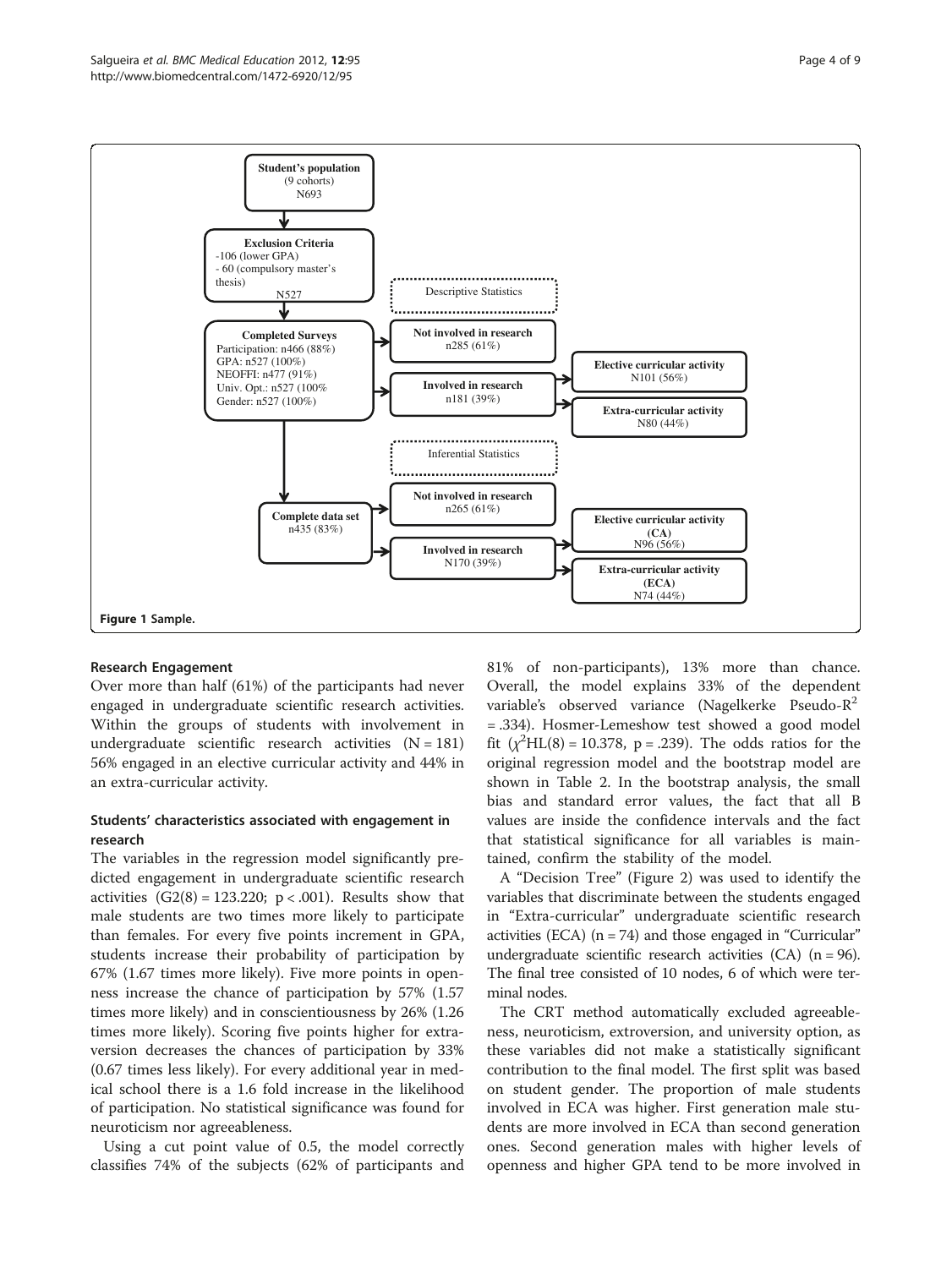**Figure 1** Sample.

## Research Engagement

Over more than half (61%) of the participants had never engaged in undergraduate scientific research activities. Within the groups of students with involvement in undergraduate scientific research activities (N = 181) 56% engaged in an elective curricular activity and 44% in an extra-curricular activity.

## Students' characteristics associated with engagement in research

The variables in the regression model significantly predicted engagement in undergraduate scientific research activities ($G2(8) = 123.220$; $p < .001$). Results show that male students are two times more likely to participate than females. For every five points increment in GPA, students increase their probability of participation by 67% (1.67 times more likely). Five more points in openness increase the chance of participation by 57% (1.57 times more likely) and in conscientiousness by 26% (1.26 times more likely). Scoring five points higher for extraversion decreases the chances of participation by 33% (0.67 times less likely). For every additional year in medical school there is a 1.6 fold increase in the likelihood of participation. No statistical significance was found for neuroticism nor agreeableness.

Using a cut point value of 0.5, the model correctly classifies 74% of the subjects (62% of participants and 81% of non-participants), 13% more than chance. Overall, the model explains 33% of the dependent variable's observed variance (Nagelkerke Pseudo-$R^2$ = .334). Hosmer-Lemeshow test showed a good model fit ($\chi^2HL(8) = 10.378$, $p = .239$). The odds ratios for the original regression model and the bootstrap model are shown in Table 2. In the bootstrap analysis, the small bias and standard error values, the fact that all B values are inside the confidence intervals and the fact that statistical significance for all variables is maintained, confirm the stability of the model.

A "Decision Tree" (Figure 2) was used to identify the variables that discriminate between the students engaged in "Extra-curricular" undergraduate scientific research activities (ECA) (n = 74) and those engaged in "Curricular" undergraduate scientific research activities (CA) (n = 96). The final tree consisted of 10 nodes, 6 of which were terminal nodes.

The CRT method automatically excluded agreeableness, neuroticism, extroversion, and university option, as these variables did not make a statistically significant contribution to the final model. The first split was based on student gender. The proportion of male students involved in ECA was higher. First generation male students are more involved in ECA than second generation ones. Second generation males with higher levels of openness and higher GPA tend to be more involved in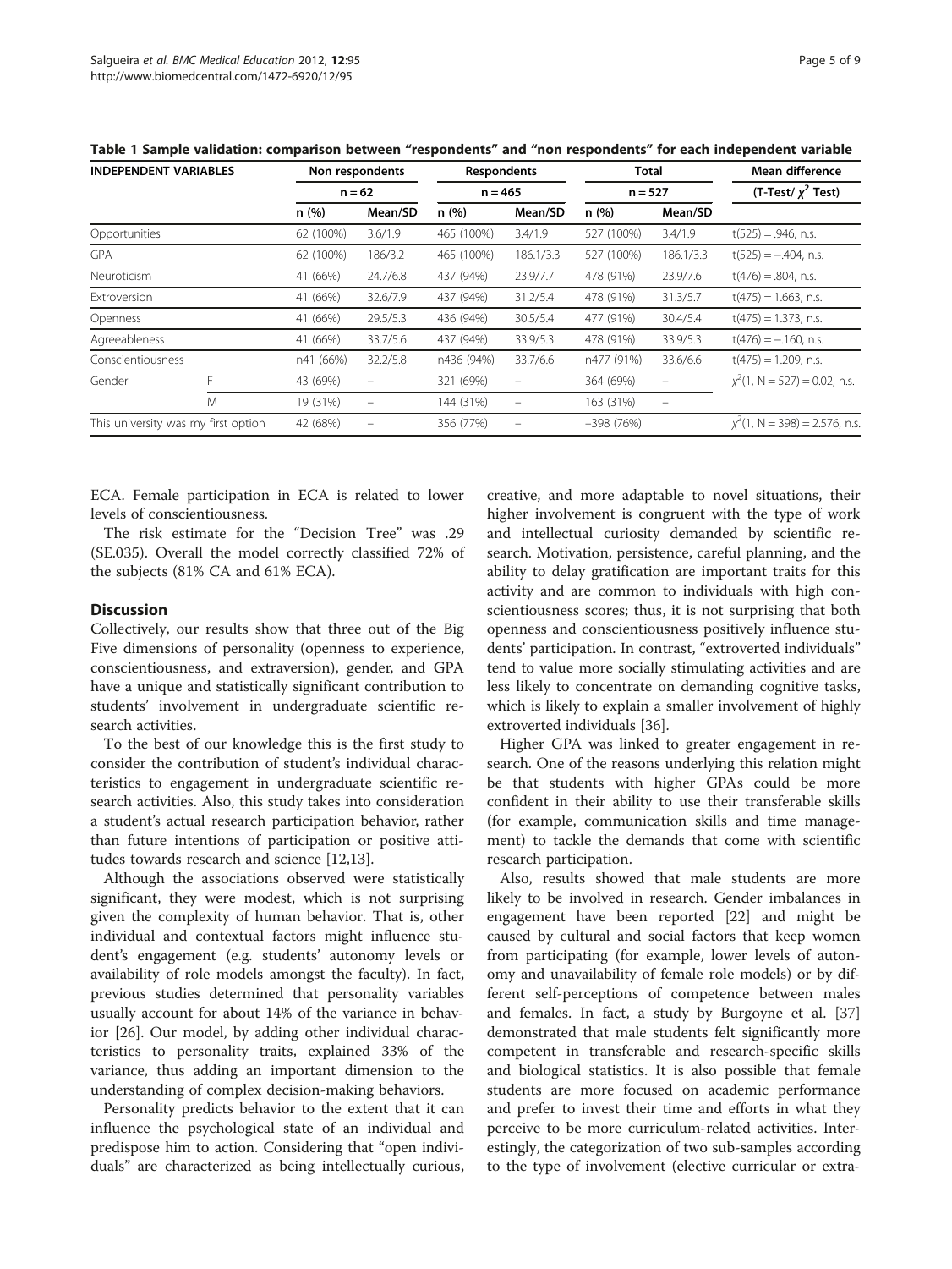**Table 1 Sample validation: comparison between "respondents" and "non respondents" for each independent variable**

| INDEPENDENT VARIABLES | | Non respondents | | Respondents | | Total | | Mean difference |
|---|---|---|---|---|---|---|---|---|
| | | n = 62 | | n = 465 | | n = 527 | | (T-Test/ $\chi^2$ Test) |
| | | n (%) | Mean/SD | n (%) | Mean/SD | n (%) | Mean/SD | |
| Opportunities | | 62 (100%) | 3.6/1.9 | 465 (100%) | 3.4/1.9 | 527 (100%) | 3.4/1.9 | t(525) = .946, n.s. |
| GPA | | 62 (100%) | 186/3.2 | 465 (100%) | 186.1/3.3 | 527 (100%) | 186.1/3.3 | t(525) = −.404, n.s. |
| Neuroticism | | 41 (66%) | 24.7/6.8 | 437 (94%) | 23.9/7.7 | 478 (91%) | 23.9/7.6 | t(476) = .804, n.s. |
| Extroversion | | 41 (66%) | 32.6/7.9 | 437 (94%) | 31.2/5.4 | 478 (91%) | 31.3/5.7 | t(475) = 1.663, n.s. |
| Openness | | 41 (66%) | 29.5/5.3 | 436 (94%) | 30.5/5.4 | 477 (91%) | 30.4/5.4 | t(475) = 1.373, n.s. |
| Agreeableness | | 41 (66%) | 33.7/5.6 | 437 (94%) | 33.9/5.3 | 478 (91%) | 33.9/5.3 | t(476) = −.160, n.s. |
| Conscientiousness | | n41 (66%) | 32.2/5.8 | n436 (94%) | 33.7/6.6 | n477 (91%) | 33.6/6.6 | t(475) = 1.209, n.s. |
| Gender | F | 43 (69%) | – | 321 (69%) | – | 364 (69%) | – | $\chi^2$(1, N = 527) = 0.02, n.s. |
| | M | 19 (31%) | – | 144 (31%) | – | 163 (31%) | – | |
| This university was my first option | | 42 (68%) | – | 356 (77%) | – | –398 (76%) | | $\chi^2$(1, N = 398) = 2.576, n.s. |

ECA. Female participation in ECA is related to lower levels of conscientiousness.

The risk estimate for the "Decision Tree" was .29 (SE.035). Overall the model correctly classified 72% of the subjects (81% CA and 61% ECA).

## Discussion

Collectively, our results show that three out of the Big Five dimensions of personality (openness to experience, conscientiousness, and extraversion), gender, and GPA have a unique and statistically significant contribution to students' involvement in undergraduate scientific research activities.

To the best of our knowledge this is the first study to consider the contribution of student's individual characteristics to engagement in undergraduate scientific research activities. Also, this study takes into consideration a student's actual research participation behavior, rather than future intentions of participation or positive attitudes towards research and science [12,13].

Although the associations observed were statistically significant, they were modest, which is not surprising given the complexity of human behavior. That is, other individual and contextual factors might influence student's engagement (e.g. students' autonomy levels or availability of role models amongst the faculty). In fact, previous studies determined that personality variables usually account for about 14% of the variance in behavior [26]. Our model, by adding other individual characteristics to personality traits, explained 33% of the variance, thus adding an important dimension to the understanding of complex decision-making behaviors.

Personality predicts behavior to the extent that it can influence the psychological state of an individual and predispose him to action. Considering that "open individuals" are characterized as being intellectually curious, creative, and more adaptable to novel situations, their higher involvement is congruent with the type of work and intellectual curiosity demanded by scientific research. Motivation, persistence, careful planning, and the ability to delay gratification are important traits for this activity and are common to individuals with high conscientiousness scores; thus, it is not surprising that both openness and conscientiousness positively influence students' participation. In contrast, "extroverted individuals" tend to value more socially stimulating activities and are less likely to concentrate on demanding cognitive tasks, which is likely to explain a smaller involvement of highly extroverted individuals [36].

Higher GPA was linked to greater engagement in research. One of the reasons underlying this relation might be that students with higher GPAs could be more confident in their ability to use their transferable skills (for example, communication skills and time management) to tackle the demands that come with scientific research participation.

Also, results showed that male students are more likely to be involved in research. Gender imbalances in engagement have been reported [22] and might be caused by cultural and social factors that keep women from participating (for example, lower levels of autonomy and unavailability of female role models) or by different self-perceptions of competence between males and females. In fact, a study by Burgoyne et al. [37] demonstrated that male students felt significantly more competent in transferable and research-specific skills and biological statistics. It is also possible that female students are more focused on academic performance and prefer to invest their time and efforts in what they perceive to be more curriculum-related activities. Interestingly, the categorization of two sub-samples according to the type of involvement (elective curricular or extra-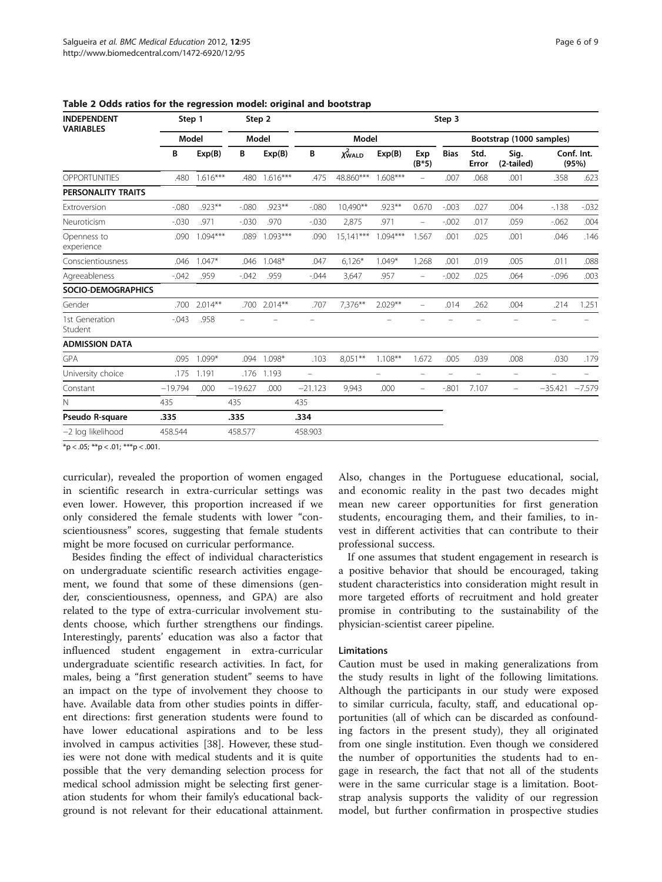**Table 2 Odds ratios for the regression model: original and bootstrap**

| INDEPENDENT VARIABLES | Step 1 | | Step 2 | | Step 3 | | | | | | | | |
|---|---|---|---|---|---|---|---|---|---|---|---|---|---|
| | Model | | Model | | Model | | | | Bootstrap (1000 samples) | | | | |
| | B | Exp(B) | B | Exp(B) | B | $\chi^2_{WALD}$ | Exp(B) | Exp (B*5) | Bias | Std. Error | Sig. (2-tailed) | Conf. Int. (95%) | |
| OPPORTUNITIES | .480 | 1.616*** | .480 | 1.616*** | .475 | 48.860*** | 1.608*** | – | .007 | .068 | .001 | .358 | .623 |
| **PERSONALITY TRAITS** | | | | | | | | | | | | | |
| Extroversion | -.080 | .923** | -.080 | .923** | -.080 | 10,490** | .923** | 0.670 | -.003 | .027 | .004 | -.138 | -.032 |
| Neuroticism | -.030 | .971 | -.030 | .970 | -.030 | 2,875 | .971 | – | -.002 | .017 | .059 | -.062 | .004 |
| Openness to experience | .090 | 1.094*** | .089 | 1.093*** | .090 | 15,141*** | 1.094*** | 1.567 | .001 | .025 | .001 | .046 | .146 |
| Conscientiousness | .046 | 1.047* | .046 | 1.048* | .047 | 6,126* | 1.049* | 1.268 | .001 | .019 | .005 | .011 | .088 |
| Agreeableness | -.042 | .959 | -.042 | .959 | -.044 | 3,647 | .957 | – | -.002 | .025 | .064 | -.096 | .003 |
| **SOCIO-DEMOGRAPHICS** | | | | | | | | | | | | | |
| Gender | .700 | 2.014** | .700 | 2.014** | .707 | 7,376** | 2.029** | – | .014 | .262 | .004 | .214 | 1.251 |
| 1st Generation Student | -.043 | .958 | – | – | – | | – | – | – | – | – | – | – |
| **ADMISSION DATA** | | | | | | | | | | | | | |
| GPA | .095 | 1.099* | .094 | 1.098* | .103 | 8,051** | 1.108** | 1.672 | .005 | .039 | .008 | .030 | .179 |
| University choice | .175 | 1.191 | .176 | 1.193 | – | | – | – | – | – | – | – | – |
| Constant | −19.794 | .000 | −19.627 | .000 | −21.123 | 9,943 | .000 | – | -.801 | 7.107 | – | −35.421 | −7.579 |
| N | 435 | | 435 | | 435 | | | | | | | | |
| **Pseudo R-square** | **.335** | | **.335** | | **.334** | | | | | | | | |
| −2 log likelihood | 458.544 | | 458.577 | | 458.903 | | | | | | | | |

*p < .05; **p < .01; ***p < .001.

curricular), revealed the proportion of women engaged in scientific research in extra-curricular settings was even lower. However, this proportion increased if we only considered the female students with lower "conscientiousness" scores, suggesting that female students might be more focused on curricular performance.

Besides finding the effect of individual characteristics on undergraduate scientific research activities engagement, we found that some of these dimensions (gender, conscientiousness, openness, and GPA) are also related to the type of extra-curricular involvement students choose, which further strengthens our findings. Interestingly, parents' education was also a factor that influenced student engagement in extra-curricular undergraduate scientific research activities. In fact, for males, being a "first generation student" seems to have an impact on the type of involvement they choose to have. Available data from other studies points in different directions: first generation students were found to have lower educational aspirations and to be less involved in campus activities [38]. However, these studies were not done with medical students and it is quite possible that the very demanding selection process for medical school admission might be selecting first generation students for whom their family's educational background is not relevant for their educational attainment. Also, changes in the Portuguese educational, social, and economic reality in the past two decades might mean new career opportunities for first generation students, encouraging them, and their families, to invest in different activities that can contribute to their professional success.

If one assumes that student engagement in research is a positive behavior that should be encouraged, taking student characteristics into consideration might result in more targeted efforts of recruitment and hold greater promise in contributing to the sustainability of the physician-scientist career pipeline.

### Limitations

Caution must be used in making generalizations from the study results in light of the following limitations. Although the participants in our study were exposed to similar curricula, faculty, staff, and educational opportunities (all of which can be discarded as confounding factors in the present study), they all originated from one single institution. Even though we considered the number of opportunities the students had to engage in research, the fact that not all of the students were in the same curricular stage is a limitation. Bootstrap analysis supports the validity of our regression model, but further confirmation in prospective studies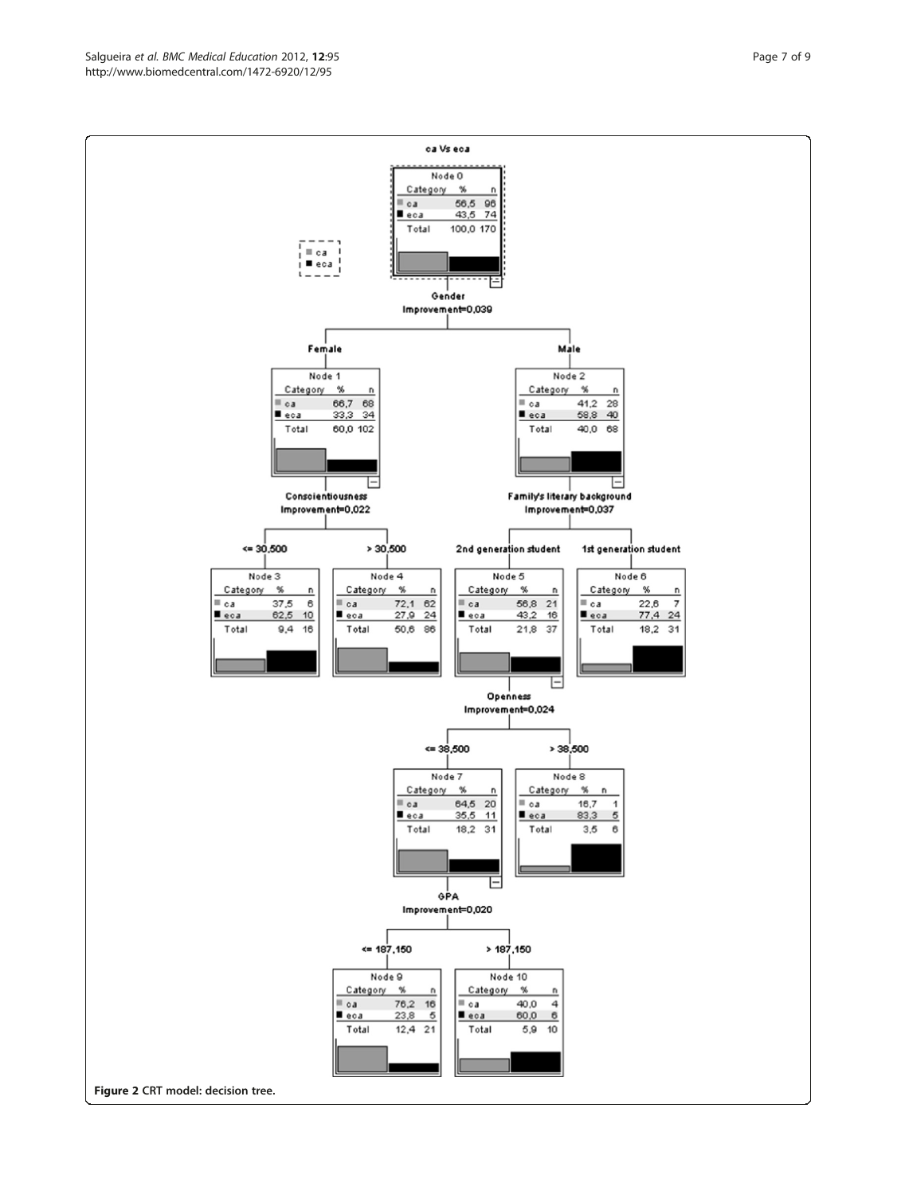ca Vs eca

**Node 0**

| Category | % | n |
|---|---|---|
| ca | 56,5 | 96 |
| eca | 43,5 | 74 |
| Total | 100,0 | 170 |

Gender
Improvement=0,039

Female:

**Node 1**

| Category | % | n |
|---|---|---|
| ca | 66,7 | 68 |
| eca | 33,3 | 34 |
| Total | 60,0 | 102 |

Conscientiousness
Improvement=0,022

<= 30,500:

**Node 3**

| Category | % | n |
|---|---|---|
| ca | 37,5 | 6 |
| eca | 62,5 | 10 |
| Total | 9,4 | 16 |

> 30,500:

**Node 4**

| Category | % | n |
|---|---|---|
| ca | 72,1 | 62 |
| eca | 27,9 | 24 |
| Total | 50,6 | 86 |

Male:

**Node 2**

| Category | % | n |
|---|---|---|
| ca | 41,2 | 28 |
| eca | 58,8 | 40 |
| Total | 40,0 | 68 |

Family's literary background
Improvement=0,037

2nd generation student:

**Node 5**

| Category | % | n |
|---|---|---|
| ca | 56,8 | 21 |
| eca | 43,2 | 16 |
| Total | 21,8 | 37 |

Openness
Improvement=0,024

<= 38,500:

**Node 7**

| Category | % | n |
|---|---|---|
| ca | 64,5 | 20 |
| eca | 35,5 | 11 |
| Total | 18,2 | 31 |

GPA
Improvement=0,020

<= 187,150:

**Node 9**

| Category | % | n |
|---|---|---|
| ca | 76,2 | 16 |
| eca | 23,8 | 5 |
| Total | 12,4 | 21 |

> 187,150:

**Node 10**

| Category | % | n |
|---|---|---|
| ca | 40,0 | 4 |
| eca | 60,0 | 6 |
| Total | 5,9 | 10 |

> 38,500:

**Node 8**

| Category | % | n |
|---|---|---|
| ca | 16,7 | 1 |
| eca | 83,3 | 5 |
| Total | 3,5 | 6 |

1st generation student:

**Node 6**

| Category | % | n |
|---|---|---|
| ca | 22,6 | 7 |
| eca | 77,4 | 24 |
| Total | 18,2 | 31 |

**Figure 2** CRT model: decision tree.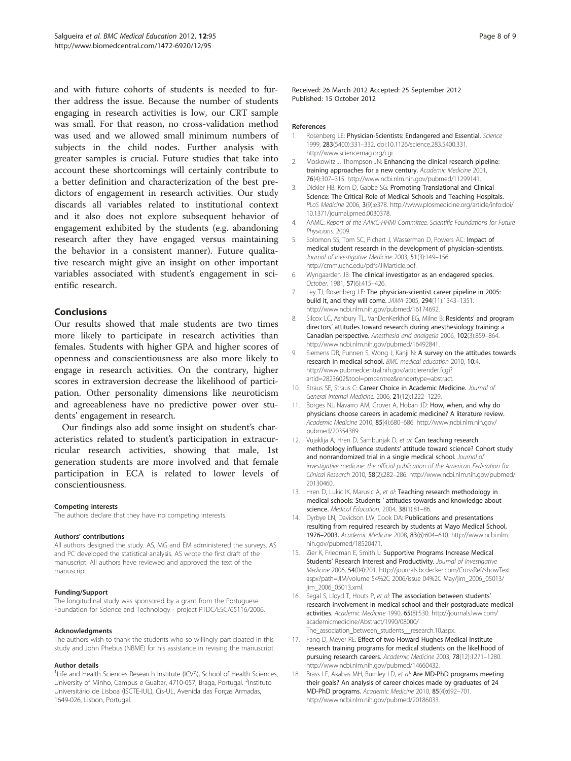and with future cohorts of students is needed to further address the issue. Because the number of students engaging in research activities is low, our CRT sample was small. For that reason, no cross-validation method was used and we allowed small minimum numbers of subjects in the child nodes. Further analysis with greater samples is crucial. Future studies that take into account these shortcomings will certainly contribute to a better definition and characterization of the best predictors of engagement in research activities. Our study discards all variables related to institutional context and it also does not explore subsequent behavior of engagement exhibited by the students (e.g. abandoning research after they have engaged versus maintaining the behavior in a consistent manner). Future qualitative research might give an insight on other important variables associated with student's engagement in scientific research.

## Conclusions

Our results showed that male students are two times more likely to participate in research activities than females. Students with higher GPA and higher scores of openness and conscientiousness are also more likely to engage in research activities. On the contrary, higher scores in extraversion decrease the likelihood of participation. Other personality dimensions like neuroticism and agreeableness have no predictive power over students' engagement in research.

Our findings also add some insight on student's characteristics related to student's participation in extracurricular research activities, showing that male, 1st generation students are more involved and that female participation in ECA is related to lower levels of conscientiousness.

#### Competing interests

The authors declare that they have no competing interests.

#### Authors' contributions

All authors designed the study. AS, MG and EM administered the surveys. AS and PC developed the statistical analysis. AS wrote the first draft of the manuscript. All authors have reviewed and approved the text of the manuscript.

#### Funding/Support

The longitudinal study was sponsored by a grant from the Portuguese Foundation for Science and Technology - project PTDC/ESC/65116/2006.

#### Acknowledgments

The authors wish to thank the students who so willingly participated in this study and John Phebus (NBME) for his assistance in revising the manuscript.

#### Author details

[1]Life and Health Sciences Research Institute (ICVS), School of Health Sciences, University of Minho, Campus e Gualtar, 4710-057, Braga, Portugal. [2]Instituto Universitário de Lisboa (ISCTE-IUL), Cis-UL, Avenida das Forças Armadas, 1649-026, Lisbon, Portugal.

Received: 26 March 2012 Accepted: 25 September 2012
Published: 15 October 2012

#### References

1. Rosenberg LE: **Physician-Scientists: Endangered and Essential.** *Science* 1999, **283**(5400):331–332. doi:10.1126/science.283.5400.331. http://www.sciencemag.org/cgi.
2. Moskowitz J, Thompson JN: **Enhancing the clinical research pipeline: training approaches for a new century.** *Academic Medicine* 2001, **76**(4):307–315. http://www.ncbi.nlm.nih.gov/pubmed/11299141.
3. Dickler HB, Korn D, Gabbe SG: **Promoting Translational and Clinical Science: The Critical Role of Medical Schools and Teaching Hospitals.** *PLoS Medicine* 2006, **3**(9):e378. http://www.plosmedicine.org/article/info:doi/10.1371/journal.pmed.0030378.
4. AAMC: *Report of the AAMC-HHMI Committee. Scientific Foundations for Future Physicians.* 2009.
5. Solomon SS, Tom SC, Pichert J, Wasserman D, Powers AC: **Impact of medical student research in the development of physician-scientists.** *Journal of Investigative Medicine* 2003, **51**(3):149–156. http://cmm.uchc.edu/pdfs/JIMarticle.pdf.
6. Wyngaarden JB: **The clinical investigator as an endagered species.** *October.* 1981, **57**(6):415–426.
7. Ley TJ, Rosenberg LE: **The physician-scientist career pipeline in 2005: build it, and they will come.** *JAMA* 2005, **294**(11):1343–1351. http://www.ncbi.nlm.nih.gov/pubmed/16174692.
8. Silcox LC, Ashbury TL, VanDenKerkhof EG, Milne B: **Residents' and program directors' attitudes toward research during anesthesiology training: a Canadian perspective.** *Anesthesia and analgesia* 2006, **102**(3):859–864. http://www.ncbi.nlm.nih.gov/pubmed/16492841.
9. Siemens DR, Punnen S, Wong J, Kanji N: **A survey on the attitudes towards research in medical school.** *BMC medical education* 2010, **10**:4. http://www.pubmedcentral.nih.gov/articlerender.fcgi?artid=2823602&tool=pmcentrez&rendertype=abstract.
10. Straus SE, Straus C: **Career Choice in Academic Medicine.** *Journal of General Internal Medicine.* 2006, **21**(12):1222–1229.
11. Borges NJ, Navarro AM, Grover A, Hoban JD: **How, when, and why do physicians choose careers in academic medicine? A literature review.** *Academic Medicine* 2010, **85**(4):680–686. http://www.ncbi.nlm.nih.gov/pubmed/20354389.
12. Vujaklija A, Hren D, Sambunjak D, *et al*: **Can teaching research methodology influence students' attitude toward science? Cohort study and nonrandomized trial in a single medical school.** *Journal of investigative medicine: the official publication of the American Federation for Clinical Research* 2010, **58**(2):282–286. http://www.ncbi.nlm.nih.gov/pubmed/20130460.
13. Hren D, Lukic IK, Marusic A, *et al*: **Teaching research methodology in medical schools: Students ' attitudes towards and knowledge about science.** *Medical Education.* 2004, **38**(1):81–86.
14. Dyrbye LN, Davidson LW, Cook DA: **Publications and presentations resulting from required research by students at Mayo Medical School, 1976–2003.** *Academic Medicine* 2008, **83**(6):604–610. http://www.ncbi.nlm.nih.gov/pubmed/18520471.
15. Zier K, Friedman E, Smith L: **Supportive Programs Increase Medical Students' Research Interest and Productivity.** *Journal of Investigative Medicine* 2006, **54**(04):201. http://journals.bcdecker.com/CrossRef/showText.aspx?path=JIM/volume 54%2C 2006/issue 04%2C May/jim_2006_05013/jim_2006_05013.xml.
16. Segal S, Lloyd T, Houts P, *et al*: **The association between students' research involvement in medical school and their postgraduate medical activities.** *Academic Medicine* 1990, **65**(8):530. http://journals.lww.com/academicmedicine/Abstract/1990/08000/The_association_between_students__research.10.aspx.
17. Fang D, Meyer RE: **Effect of two Howard Hughes Medical Institute research training programs for medical students on the likelihood of pursuing research careers.** *Academic Medicine* 2003, **78**(12):1271–1280. http://www.ncbi.nlm.nih.gov/pubmed/14660432.
18. Brass LF, Akabas MH, Burnley LD, *et al*: **Are MD-PhD programs meeting their goals? An analysis of career choices made by graduates of 24 MD-PhD programs.** *Academic Medicine* 2010, **85**(4):692–701. http://www.ncbi.nlm.nih.gov/pubmed/20186033.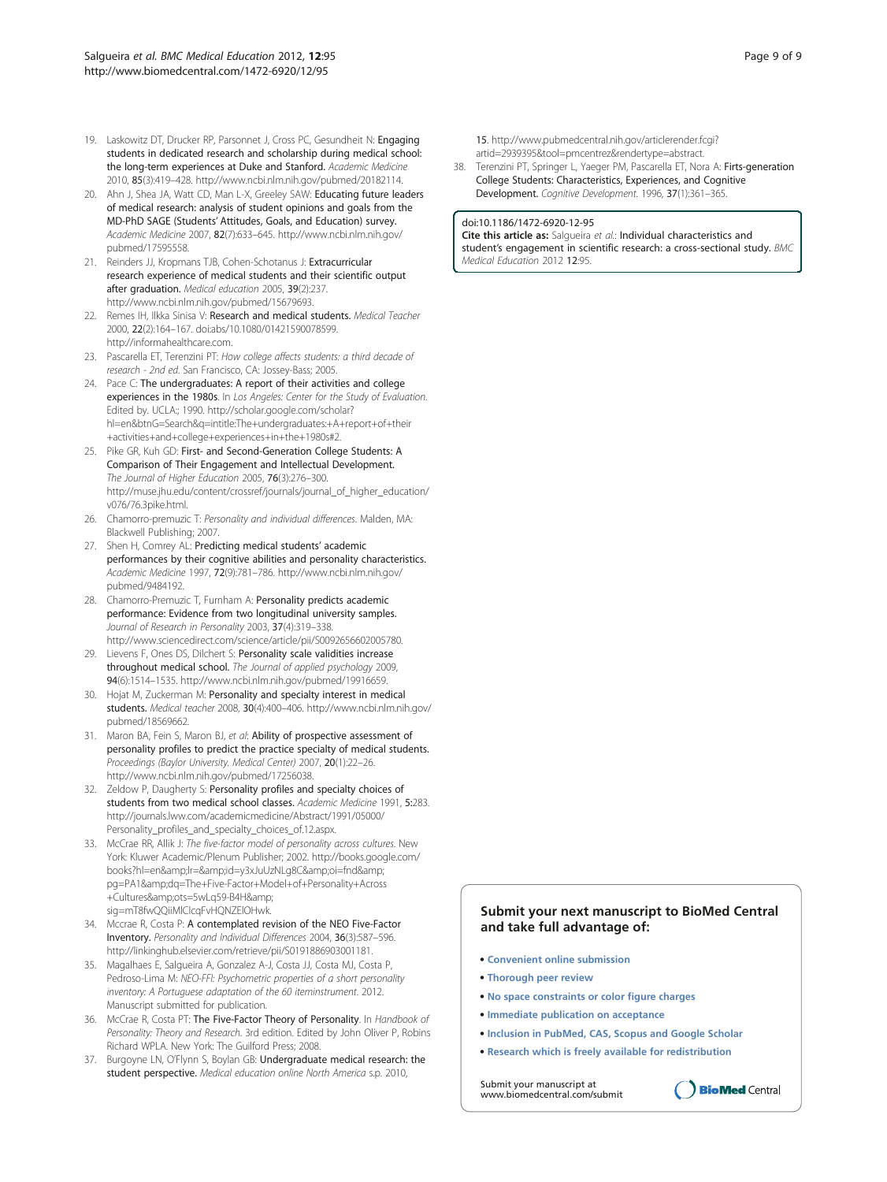19. Laskowitz DT, Drucker RP, Parsonnet J, Cross PC, Gesundheit N: **Engaging students in dedicated research and scholarship during medical school: the long-term experiences at Duke and Stanford.** *Academic Medicine* 2010, **85**(3):419–428. http://www.ncbi.nlm.nih.gov/pubmed/20182114.
20. Ahn J, Shea JA, Watt CD, Man L-X, Greeley SAW: **Educating future leaders of medical research: analysis of student opinions and goals from the MD-PhD SAGE (Students' Attitudes, Goals, and Education) survey.** *Academic Medicine* 2007, **82**(7):633–645. http://www.ncbi.nlm.nih.gov/pubmed/17595558.
21. Reinders JJ, Kropmans TJB, Cohen-Schotanus J: **Extracurricular research experience of medical students and their scientific output after graduation.** *Medical education* 2005, **39**(2):237. http://www.ncbi.nlm.nih.gov/pubmed/15679693.
22. Remes IH, Ilkka Sinisa V: **Research and medical students.** *Medical Teacher* 2000, **22**(2):164–167. doi:abs/10.1080/01421590078599. http://informahealthcare.com.
23. Pascarella ET, Terenzini PT: *How college affects students: a third decade of research - 2nd ed*. San Francisco, CA: Jossey-Bass; 2005.
24. Pace C: **The undergraduates: A report of their activities and college experiences in the 1980s**. In *Los Angeles: Center for the Study of Evaluation*. Edited by. UCLA:; 1990. http://scholar.google.com/scholar?hl=en&btnG=Search&q=intitle:The+undergraduates:+A+report+of+their+activities+and+college+experiences+in+the+1980s#2.
25. Pike GR, Kuh GD: **First- and Second-Generation College Students: A Comparison of Their Engagement and Intellectual Development.** *The Journal of Higher Education* 2005, **76**(3):276–300. http://muse.jhu.edu/content/crossref/journals/journal_of_higher_education/v076/76.3pike.html.
26. Chamorro-premuzic T: *Personality and individual differences*. Malden, MA: Blackwell Publishing; 2007.
27. Shen H, Comrey AL: **Predicting medical students' academic performances by their cognitive abilities and personality characteristics.** *Academic Medicine* 1997, **72**(9):781–786. http://www.ncbi.nlm.nih.gov/pubmed/9484192.
28. Chamorro-Premuzic T, Furnham A: **Personality predicts academic performance: Evidence from two longitudinal university samples.** *Journal of Research in Personality* 2003, **37**(4):319–338. http://www.sciencedirect.com/science/article/pii/S0092656602005780.
29. Lievens F, Ones DS, Dilchert S: **Personality scale validities increase throughout medical school.** *The Journal of applied psychology* 2009, **94**(6):1514–1535. http://www.ncbi.nlm.nih.gov/pubmed/19916659.
30. Hojat M, Zuckerman M: **Personality and specialty interest in medical students.** *Medical teacher* 2008, **30**(4):400–406. http://www.ncbi.nlm.nih.gov/pubmed/18569662.
31. Maron BA, Fein S, Maron BJ, *et al*: **Ability of prospective assessment of personality profiles to predict the practice specialty of medical students.** *Proceedings (Baylor University. Medical Center)* 2007, **20**(1):22–26. http://www.ncbi.nlm.nih.gov/pubmed/17256038.
32. Zeldow P, Daugherty S: **Personality profiles and specialty choices of students from two medical school classes.** *Academic Medicine* 1991, **5:**283. http://journals.lww.com/academicmedicine/Abstract/1991/05000/Personality_profiles_and_specialty_choices_of.12.aspx.
33. McCrae RR, Allik J: *The five-factor model of personality across cultures*. New York: Kluwer Academic/Plenum Publisher; 2002. http://books.google.com/books?hl=en&amp;lr=&amp;id=y3xJuUzNLg8C&amp;oi=fnd&amp;pg=PA1&amp;dq=The+Five-Factor+Model+of+Personality+Across+Cultures&amp;ots=5wLq59-B4H&amp;sig=mT8fwQQiiMlClcqFvHQNZElOHwk.
34. Mccrae R, Costa P: **A contemplated revision of the NEO Five-Factor Inventory.** *Personality and Individual Differences* 2004, **36**(3):587–596. http://linkinghub.elsevier.com/retrieve/pii/S0191886903001181.
35. Magalhaes E, Salgueira A, Gonzalez A-J, Costa JJ, Costa MJ, Costa P, Pedroso-Lima M: *NEO-FFI: Psychometric properties of a short personality inventory: A Portuguese adaptation of the 60 iteminstrument*. 2012. Manuscript submitted for publication.
36. McCrae R, Costa PT: **The Five-Factor Theory of Personality**. In *Handbook of Personality: Theory and Research*. 3rd edition. Edited by John Oliver P, Robins Richard WPLA. New York: The Guilford Press; 2008.
37. Burgoyne LN, O'Flynn S, Boylan GB: **Undergraduate medical research: the student perspective.** *Medical education online North America* s.p. 2010, **15**. http://www.pubmedcentral.nih.gov/articlerender.fcgi?artid=2939395&tool=pmcentrez&rendertype=abstract.
38. Terenzini PT, Springer L, Yaeger PM, Pascarella ET, Nora A: **Firts-generation College Students: Characteristics, Experiences, and Cognitive Development.** *Cognitive Development.* 1996, **37**(1):361–365.

doi:10.1186/1472-6920-12-95
**Cite this article as:** Salgueira *et al.*: Individual characteristics and student's engagement in scientific research: a cross-sectional study. *BMC Medical Education* 2012 **12**:95.

**Submit your next manuscript to BioMed Central and take full advantage of:**

- **Convenient online submission**
- **Thorough peer review**
- **No space constraints or color figure charges**
- **Immediate publication on acceptance**
- **Inclusion in PubMed, CAS, Scopus and Google Scholar**
- **Research which is freely available for redistribution**

Submit your manuscript at
www.biomedcentral.com/submit

BioMed Central